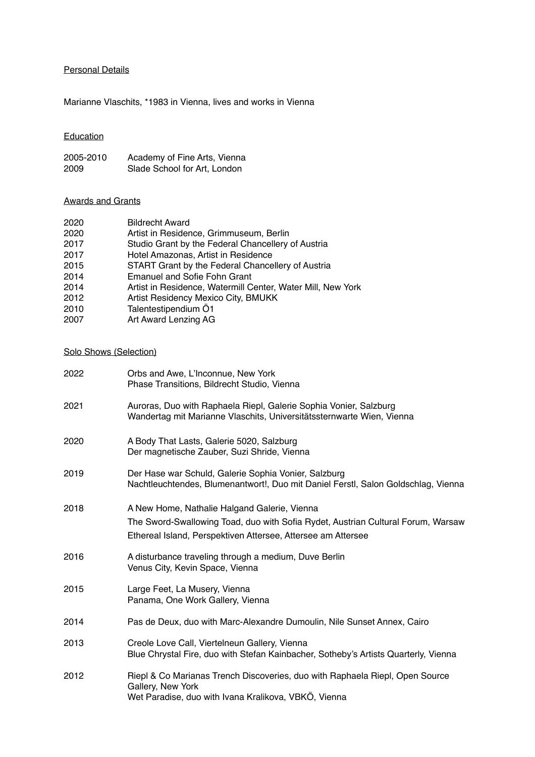## Personal Details

Marianne Vlaschits, *1983 in Vienna, lives and works in Vienna

## Education

| | |
|---|---|
| 2005-2010 | Academy of Fine Arts, Vienna |
| 2009 | Slade School for Art, London |

## Awards and Grants

| | |
|---|---|
| 2020 | Bildrecht Award |
| 2020 | Artist in Residence, Grimmuseum, Berlin |
| 2017 | Studio Grant by the Federal Chancellery of Austria |
| 2017 | Hotel Amazonas, Artist in Residence |
| 2015 | START Grant by the Federal Chancellery of Austria |
| 2014 | Emanuel and Sofie Fohn Grant |
| 2014 | Artist in Residence, Watermill Center, Water Mill, New York |
| 2012 | Artist Residency Mexico City, BMUKK |
| 2010 | Talentestipendium Ö1 |
| 2007 | Art Award Lenzing AG |

## Solo Shows (Selection)

| | |
|---|---|
| 2022 | Orbs and Awe, L'Inconnue, New York<br>Phase Transitions, Bildrecht Studio, Vienna |
| 2021 | Auroras, Duo with Raphaela Riepl, Galerie Sophia Vonier, Salzburg<br>Wandertag mit Marianne Vlaschits, Universitätssternwarte Wien, Vienna |
| 2020 | A Body That Lasts, Galerie 5020, Salzburg<br>Der magnetische Zauber, Suzi Shride, Vienna |
| 2019 | Der Hase war Schuld, Galerie Sophia Vonier, Salzburg<br>Nachtleuchtendes, Blumenantwort!, Duo mit Daniel Ferstl, Salon Goldschlag, Vienna |
| 2018 | A New Home, Nathalie Halgand Galerie, Vienna<br>The Sword-Swallowing Toad, duo with Sofia Rydet, Austrian Cultural Forum, Warsaw<br>Ethereal Island, Perspektiven Attersee, Attersee am Attersee |
| 2016 | A disturbance traveling through a medium, Duve Berlin<br>Venus City, Kevin Space, Vienna |
| 2015 | Large Feet, La Musery, Vienna<br>Panama, One Work Gallery, Vienna |
| 2014 | Pas de Deux, duo with Marc-Alexandre Dumoulin, Nile Sunset Annex, Cairo |
| 2013 | Creole Love Call, Viertelneun Gallery, Vienna<br>Blue Chrystal Fire, duo with Stefan Kainbacher, Sotheby's Artists Quarterly, Vienna |
| 2012 | Riepl & Co Marianas Trench Discoveries, duo with Raphaela Riepl, Open Source Gallery, New York<br>Wet Paradise, duo with Ivana Kralikova, VBKÖ, Vienna |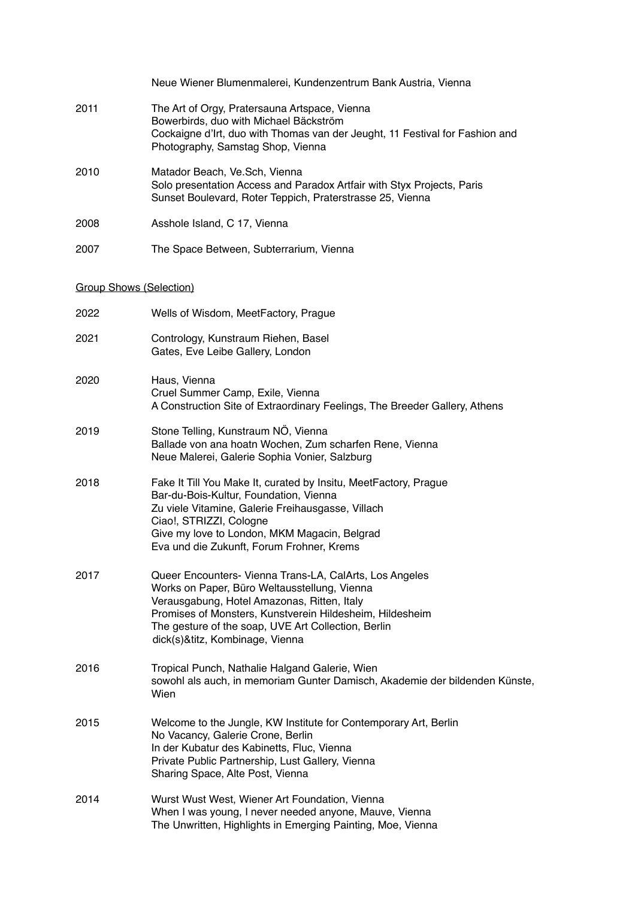Neue Wiener Blumenmalerei, Kundenzentrum Bank Austria, Vienna

2011 The Art of Orgy, Pratersauna Artspace, Vienna
Bowerbirds, duo with Michael Bäckström
Cockaigne d'Irt, duo with Thomas van der Jeught, 11 Festival for Fashion and Photography, Samstag Shop, Vienna

2010 Matador Beach, Ve.Sch, Vienna
Solo presentation Access and Paradox Artfair with Styx Projects, Paris
Sunset Boulevard, Roter Teppich, Praterstrasse 25, Vienna

2008 Asshole Island, C 17, Vienna

2007 The Space Between, Subterrarium, Vienna

<u>Group Shows (Selection)</u>

2022 Wells of Wisdom, MeetFactory, Prague

2021 Contrology, Kunstraum Riehen, Basel
Gates, Eve Leibe Gallery, London

2020 Haus, Vienna
Cruel Summer Camp, Exile, Vienna
A Construction Site of Extraordinary Feelings, The Breeder Gallery, Athens

2019 Stone Telling, Kunstraum NÖ, Vienna
Ballade von ana hoatn Wochen, Zum scharfen Rene, Vienna
Neue Malerei, Galerie Sophia Vonier, Salzburg

2018 Fake It Till You Make It, curated by Insitu, MeetFactory, Prague
Bar-du-Bois-Kultur, Foundation, Vienna
Zu viele Vitamine, Galerie Freihausgasse, Villach
Ciao!, STRIZZI, Cologne
Give my love to London, MKM Magacin, Belgrad
Eva und die Zukunft, Forum Frohner, Krems

2017 Queer Encounters- Vienna Trans-LA, CalArts, Los Angeles
Works on Paper, Büro Weltausstellung, Vienna
Verausgabung, Hotel Amazonas, Ritten, Italy
Promises of Monsters, Kunstverein Hildesheim, Hildesheim
The gesture of the soap, UVE Art Collection, Berlin
dick(s)&titz, Kombinage, Vienna

2016 Tropical Punch, Nathalie Halgand Galerie, Wien
sowohl als auch, in memoriam Gunter Damisch, Akademie der bildenden Künste, Wien

2015 Welcome to the Jungle, KW Institute for Contemporary Art, Berlin
No Vacancy, Galerie Crone, Berlin
In der Kubatur des Kabinetts, Fluc, Vienna
Private Public Partnership, Lust Gallery, Vienna
Sharing Space, Alte Post, Vienna

2014 Wurst Wust West, Wiener Art Foundation, Vienna
When I was young, I never needed anyone, Mauve, Vienna
The Unwritten, Highlights in Emerging Painting, Moe, Vienna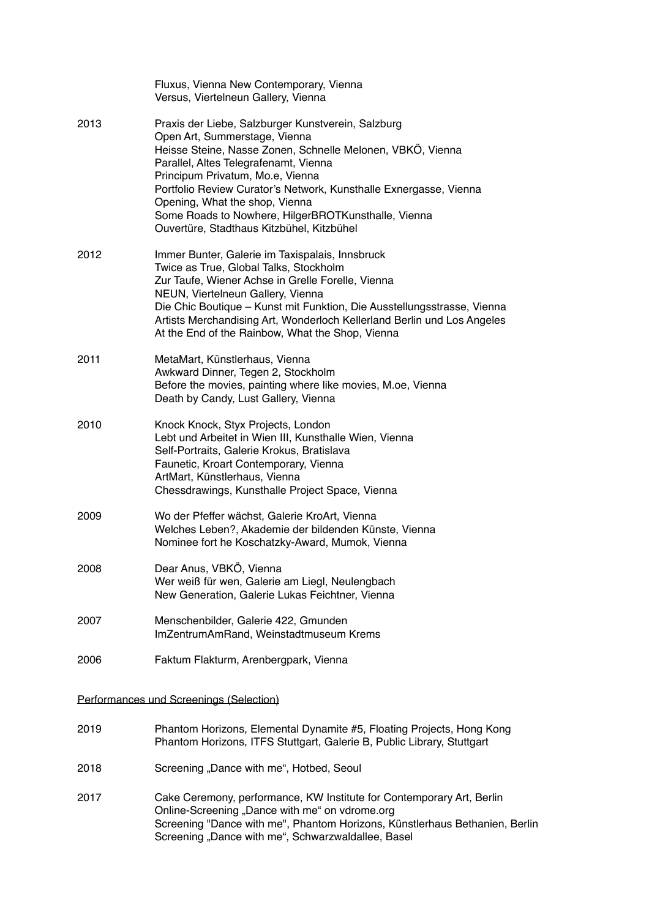| | |
|---|---|
| | Fluxus, Vienna New Contemporary, Vienna<br>Versus, Viertelneun Gallery, Vienna |
| 2013 | Praxis der Liebe, Salzburger Kunstverein, Salzburg<br>Open Art, Summerstage, Vienna<br>Heisse Steine, Nasse Zonen, Schnelle Melonen, VBKÖ, Vienna<br>Parallel, Altes Telegrafenamt, Vienna<br>Principum Privatum, Mo.e, Vienna<br>Portfolio Review Curator's Network, Kunsthalle Exnergasse, Vienna<br>Opening, What the shop, Vienna<br>Some Roads to Nowhere, HilgerBROTKunsthalle, Vienna<br>Ouvertüre, Stadthaus Kitzbühel, Kitzbühel |
| 2012 | Immer Bunter, Galerie im Taxispalais, Innsbruck<br>Twice as True, Global Talks, Stockholm<br>Zur Taufe, Wiener Achse in Grelle Forelle, Vienna<br>NEUN, Viertelneun Gallery, Vienna<br>Die Chic Boutique – Kunst mit Funktion, Die Ausstellungsstrasse, Vienna<br>Artists Merchandising Art, Wonderloch Kellerland Berlin und Los Angeles<br>At the End of the Rainbow, What the Shop, Vienna |
| 2011 | MetaMart, Künstlerhaus, Vienna<br>Awkward Dinner, Tegen 2, Stockholm<br>Before the movies, painting where like movies, M.oe, Vienna<br>Death by Candy, Lust Gallery, Vienna |
| 2010 | Knock Knock, Styx Projects, London<br>Lebt und Arbeitet in Wien III, Kunsthalle Wien, Vienna<br>Self-Portraits, Galerie Krokus, Bratislava<br>Faunetic, Kroart Contemporary, Vienna<br>ArtMart, Künstlerhaus, Vienna<br>Chessdrawings, Kunsthalle Project Space, Vienna |
| 2009 | Wo der Pfeffer wächst, Galerie KroArt, Vienna<br>Welches Leben?, Akademie der bildenden Künste, Vienna<br>Nominee fort he Koschatzky-Award, Mumok, Vienna |
| 2008 | Dear Anus, VBKÖ, Vienna<br>Wer weiß für wen, Galerie am Liegl, Neulengbach<br>New Generation, Galerie Lukas Feichtner, Vienna |
| 2007 | Menschenbilder, Galerie 422, Gmunden<br>ImZentrumAmRand, Weinstadtmuseum Krems |
| 2006 | Faktum Flakturm, Arenbergpark, Vienna |

Performances und Screenings (Selection)

| | |
|---|---|
| 2019 | Phantom Horizons, Elemental Dynamite #5, Floating Projects, Hong Kong<br>Phantom Horizons, ITFS Stuttgart, Galerie B, Public Library, Stuttgart |
| 2018 | Screening „Dance with me", Hotbed, Seoul |
| 2017 | Cake Ceremony, performance, KW Institute for Contemporary Art, Berlin<br>Online-Screening „Dance with me" on vdrome.org<br>Screening "Dance with me", Phantom Horizons, Künstlerhaus Bethanien, Berlin<br>Screening „Dance with me", Schwarzwaldallee, Basel |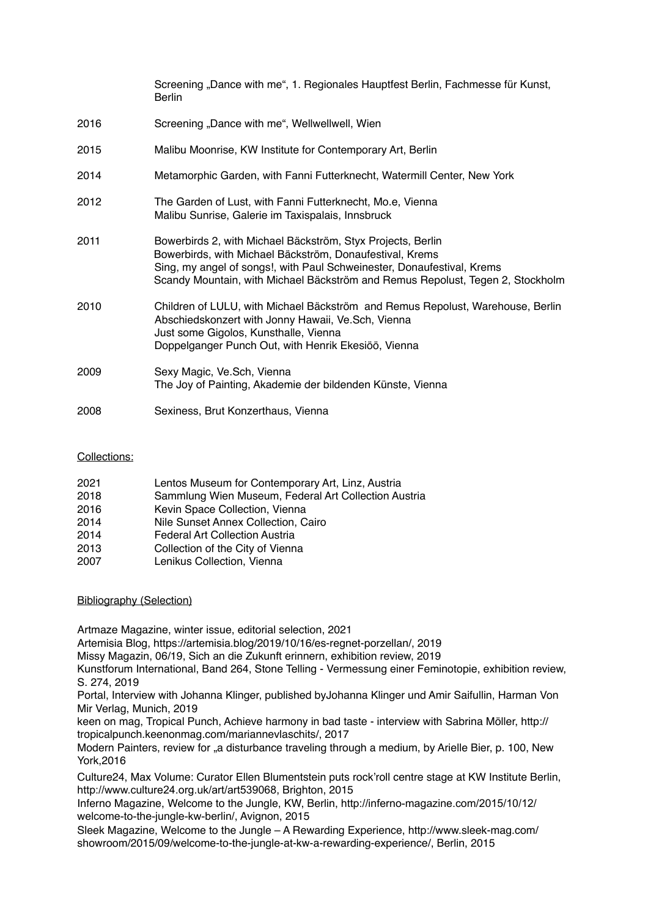| | |
|---|---|
| | Screening „Dance with me“, 1. Regionales Hauptfest Berlin, Fachmesse für Kunst, Berlin |
| 2016 | Screening „Dance with me“, Wellwellwell, Wien |
| 2015 | Malibu Moonrise, KW Institute for Contemporary Art, Berlin |
| 2014 | Metamorphic Garden, with Fanni Futterknecht, Watermill Center, New York |
| 2012 | The Garden of Lust, with Fanni Futterknecht, Mo.e, Vienna<br>Malibu Sunrise, Galerie im Taxispalais, Innsbruck |
| 2011 | Bowerbirds 2, with Michael Bäckström, Styx Projects, Berlin<br>Bowerbirds, with Michael Bäckström, Donaufestival, Krems<br>Sing, my angel of songs!, with Paul Schweinester, Donaufestival, Krems<br>Scandy Mountain, with Michael Bäckström and Remus Repolust, Tegen 2, Stockholm |
| 2010 | Children of LULU, with Michael Bäckström and Remus Repolust, Warehouse, Berlin<br>Abschiedskonzert with Jonny Hawaii, Ve.Sch, Vienna<br>Just some Gigolos, Kunsthalle, Vienna<br>Doppelganger Punch Out, with Henrik Ekesiöö, Vienna |
| 2009 | Sexy Magic, Ve.Sch, Vienna<br>The Joy of Painting, Akademie der bildenden Künste, Vienna |
| 2008 | Sexiness, Brut Konzerthaus, Vienna |

Collections:

| | |
|---|---|
| 2021 | Lentos Museum for Contemporary Art, Linz, Austria |
| 2018 | Sammlung Wien Museum, Federal Art Collection Austria |
| 2016 | Kevin Space Collection, Vienna |
| 2014 | Nile Sunset Annex Collection, Cairo |
| 2014 | Federal Art Collection Austria |
| 2013 | Collection of the City of Vienna |
| 2007 | Lenikus Collection, Vienna |

Bibliography (Selection)

Artmaze Magazine, winter issue, editorial selection, 2021

Artemisia Blog, https://artemisia.blog/2019/10/16/es-regnet-porzellan/, 2019

Missy Magazin, 06/19, Sich an die Zukunft erinnern, exhibition review, 2019

Kunstforum International, Band 264, Stone Telling - Vermessung einer Feminotopie, exhibition review, S. 274, 2019

Portal, Interview with Johanna Klinger, published byJohanna Klinger und Amir Saifullin, Harman Von Mir Verlag, Munich, 2019

keen on mag, Tropical Punch, Achieve harmony in bad taste - interview with Sabrina Möller, http://tropicalpunch.keenonmag.com/mariannevlaschits/, 2017

Modern Painters, review for „a disturbance traveling through a medium, by Arielle Bier, p. 100, New York,2016

Culture24, Max Volume: Curator Ellen Blumentstein puts rock'roll centre stage at KW Institute Berlin, http://www.culture24.org.uk/art/art539068, Brighton, 2015

Inferno Magazine, Welcome to the Jungle, KW, Berlin, http://inferno-magazine.com/2015/10/12/welcome-to-the-jungle-kw-berlin/, Avignon, 2015

Sleek Magazine, Welcome to the Jungle – A Rewarding Experience, http://www.sleek-mag.com/showroom/2015/09/welcome-to-the-jungle-at-kw-a-rewarding-experience/, Berlin, 2015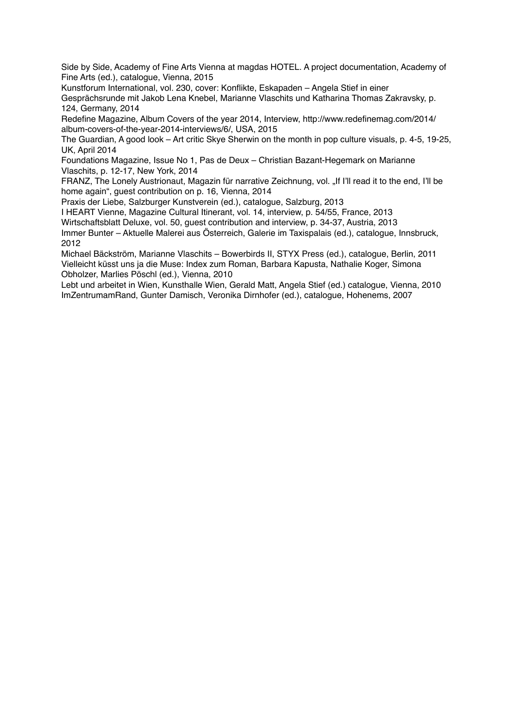Side by Side, Academy of Fine Arts Vienna at magdas HOTEL. A project documentation, Academy of Fine Arts (ed.), catalogue, Vienna, 2015

Kunstforum International, vol. 230, cover: Konflikte, Eskapaden – Angela Stief in einer Gesprächsrunde mit Jakob Lena Knebel, Marianne Vlaschits und Katharina Thomas Zakravsky, p. 124, Germany, 2014

Redefine Magazine, Album Covers of the year 2014, Interview, http://www.redefinemag.com/2014/album-covers-of-the-year-2014-interviews/6/, USA, 2015

The Guardian, A good look – Art critic Skye Sherwin on the month in pop culture visuals, p. 4-5, 19-25, UK, April 2014

Foundations Magazine, Issue No 1, Pas de Deux – Christian Bazant-Hegemark on Marianne Vlaschits, p. 12-17, New York, 2014

FRANZ, The Lonely Austrionaut, Magazin für narrative Zeichnung, vol. „If I'll read it to the end, I'll be home again", guest contribution on p. 16, Vienna, 2014

Praxis der Liebe, Salzburger Kunstverein (ed.), catalogue, Salzburg, 2013

I HEART Vienne, Magazine Cultural Itinerant, vol. 14, interview, p. 54/55, France, 2013

Wirtschaftsblatt Deluxe, vol. 50, guest contribution and interview, p. 34-37, Austria, 2013

Immer Bunter – Aktuelle Malerei aus Österreich, Galerie im Taxispalais (ed.), catalogue, Innsbruck, 2012

Michael Bäckström, Marianne Vlaschits – Bowerbirds II, STYX Press (ed.), catalogue, Berlin, 2011

Vielleicht küsst uns ja die Muse: Index zum Roman, Barbara Kapusta, Nathalie Koger, Simona Obholzer, Marlies Pöschl (ed.), Vienna, 2010

Lebt und arbeitet in Wien, Kunsthalle Wien, Gerald Matt, Angela Stief (ed.) catalogue, Vienna, 2010

ImZentrumamRand, Gunter Damisch, Veronika Dirnhofer (ed.), catalogue, Hohenems, 2007